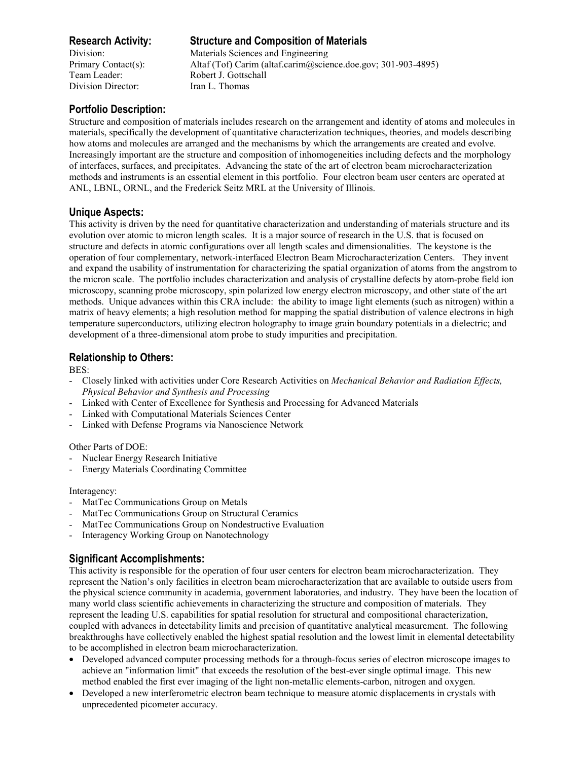**Research Activity:** **Structure and Composition of Materials**
Division: Materials Sciences and Engineering
Primary Contact(s): Altaf (Tof) Carim (altaf.carim@science.doe.gov; 301-903-4895)
Team Leader: Robert J. Gottschall
Division Director: Iran L. Thomas

## Portfolio Description:

Structure and composition of materials includes research on the arrangement and identity of atoms and molecules in materials, specifically the development of quantitative characterization techniques, theories, and models describing how atoms and molecules are arranged and the mechanisms by which the arrangements are created and evolve. Increasingly important are the structure and composition of inhomogeneities including defects and the morphology of interfaces, surfaces, and precipitates. Advancing the state of the art of electron beam microcharacterization methods and instruments is an essential element in this portfolio. Four electron beam user centers are operated at ANL, LBNL, ORNL, and the Frederick Seitz MRL at the University of Illinois.

## Unique Aspects:

This activity is driven by the need for quantitative characterization and understanding of materials structure and its evolution over atomic to micron length scales. It is a major source of research in the U.S. that is focused on structure and defects in atomic configurations over all length scales and dimensionalities. The keystone is the operation of four complementary, network-interfaced Electron Beam Microcharacterization Centers. They invent and expand the usability of instrumentation for characterizing the spatial organization of atoms from the angstrom to the micron scale. The portfolio includes characterization and analysis of crystalline defects by atom-probe field ion microscopy, scanning probe microscopy, spin polarized low energy electron microscopy, and other state of the art methods. Unique advances within this CRA include: the ability to image light elements (such as nitrogen) within a matrix of heavy elements; a high resolution method for mapping the spatial distribution of valence electrons in high temperature superconductors, utilizing electron holography to image grain boundary potentials in a dielectric; and development of a three-dimensional atom probe to study impurities and precipitation.

## Relationship to Others:

BES:
- Closely linked with activities under Core Research Activities on *Mechanical Behavior and Radiation Effects, Physical Behavior and Synthesis and Processing*
- Linked with Center of Excellence for Synthesis and Processing for Advanced Materials
- Linked with Computational Materials Sciences Center
- Linked with Defense Programs via Nanoscience Network

Other Parts of DOE:
- Nuclear Energy Research Initiative
- Energy Materials Coordinating Committee

Interagency:
- MatTec Communications Group on Metals
- MatTec Communications Group on Structural Ceramics
- MatTec Communications Group on Nondestructive Evaluation
- Interagency Working Group on Nanotechnology

## Significant Accomplishments:

This activity is responsible for the operation of four user centers for electron beam microcharacterization. They represent the Nation's only facilities in electron beam microcharacterization that are available to outside users from the physical science community in academia, government laboratories, and industry. They have been the location of many world class scientific achievements in characterizing the structure and composition of materials. They represent the leading U.S. capabilities for spatial resolution for structural and compositional characterization, coupled with advances in detectability limits and precision of quantitative analytical measurement. The following breakthroughs have collectively enabled the highest spatial resolution and the lowest limit in elemental detectability to be accomplished in electron beam microcharacterization.

- Developed advanced computer processing methods for a through-focus series of electron microscope images to achieve an "information limit" that exceeds the resolution of the best-ever single optimal image. This new method enabled the first ever imaging of the light non-metallic elements-carbon, nitrogen and oxygen.
- Developed a new interferometric electron beam technique to measure atomic displacements in crystals with unprecedented picometer accuracy.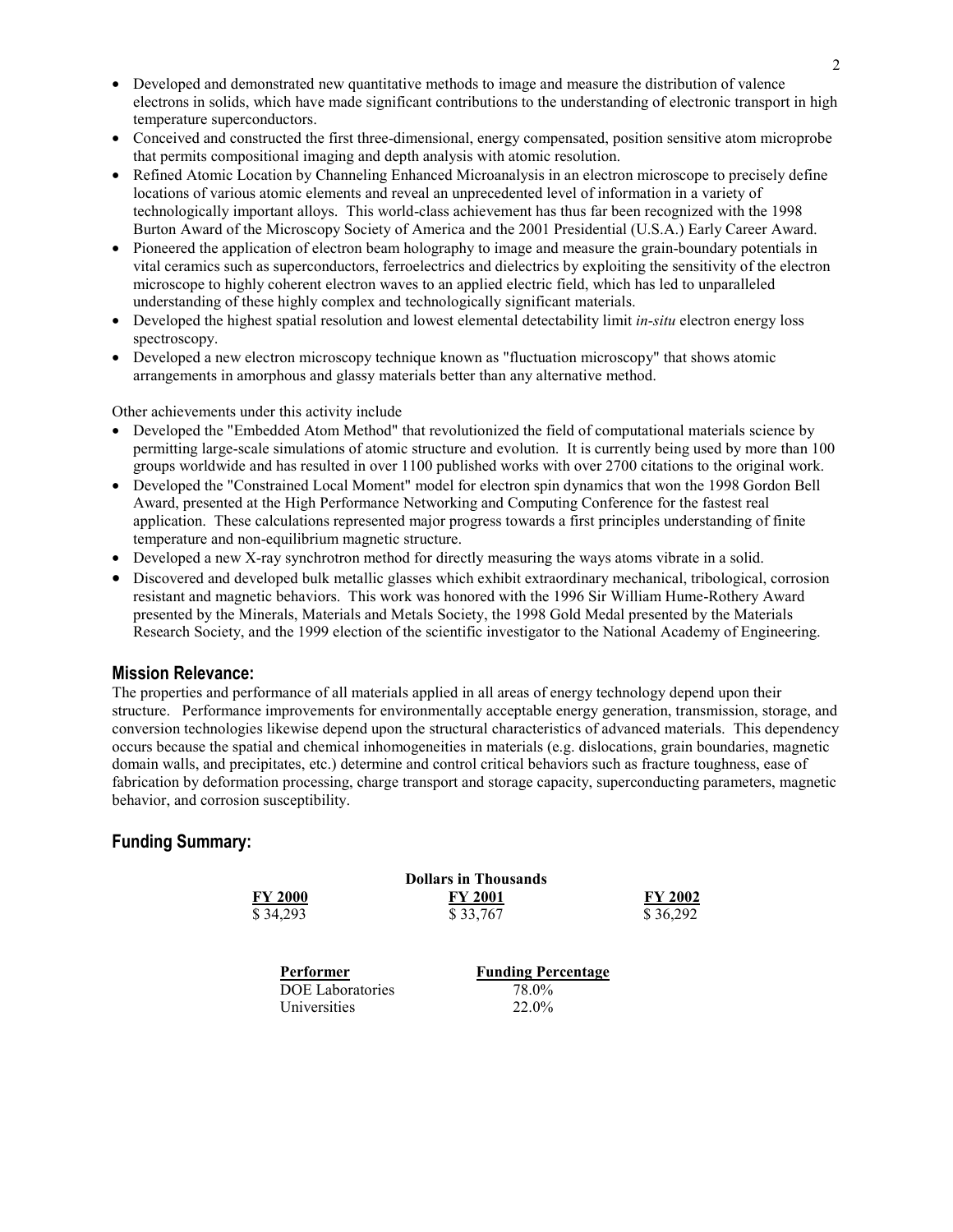- Developed and demonstrated new quantitative methods to image and measure the distribution of valence electrons in solids, which have made significant contributions to the understanding of electronic transport in high temperature superconductors.
- Conceived and constructed the first three-dimensional, energy compensated, position sensitive atom microprobe that permits compositional imaging and depth analysis with atomic resolution.
- Refined Atomic Location by Channeling Enhanced Microanalysis in an electron microscope to precisely define locations of various atomic elements and reveal an unprecedented level of information in a variety of technologically important alloys. This world-class achievement has thus far been recognized with the 1998 Burton Award of the Microscopy Society of America and the 2001 Presidential (U.S.A.) Early Career Award.
- Pioneered the application of electron beam holography to image and measure the grain-boundary potentials in vital ceramics such as superconductors, ferroelectrics and dielectrics by exploiting the sensitivity of the electron microscope to highly coherent electron waves to an applied electric field, which has led to unparalleled understanding of these highly complex and technologically significant materials.
- Developed the highest spatial resolution and lowest elemental detectability limit *in-situ* electron energy loss spectroscopy.
- Developed a new electron microscopy technique known as "fluctuation microscopy" that shows atomic arrangements in amorphous and glassy materials better than any alternative method.

Other achievements under this activity include

- Developed the "Embedded Atom Method" that revolutionized the field of computational materials science by permitting large-scale simulations of atomic structure and evolution. It is currently being used by more than 100 groups worldwide and has resulted in over 1100 published works with over 2700 citations to the original work.
- Developed the "Constrained Local Moment" model for electron spin dynamics that won the 1998 Gordon Bell Award, presented at the High Performance Networking and Computing Conference for the fastest real application. These calculations represented major progress towards a first principles understanding of finite temperature and non-equilibrium magnetic structure.
- Developed a new X-ray synchrotron method for directly measuring the ways atoms vibrate in a solid.
- Discovered and developed bulk metallic glasses which exhibit extraordinary mechanical, tribological, corrosion resistant and magnetic behaviors. This work was honored with the 1996 Sir William Hume-Rothery Award presented by the Minerals, Materials and Metals Society, the 1998 Gold Medal presented by the Materials Research Society, and the 1999 election of the scientific investigator to the National Academy of Engineering.

## Mission Relevance:

The properties and performance of all materials applied in all areas of energy technology depend upon their structure. Performance improvements for environmentally acceptable energy generation, transmission, storage, and conversion technologies likewise depend upon the structural characteristics of advanced materials. This dependency occurs because the spatial and chemical inhomogeneities in materials (e.g. dislocations, grain boundaries, magnetic domain walls, and precipitates, etc.) determine and control critical behaviors such as fracture toughness, ease of fabrication by deformation processing, charge transport and storage capacity, superconducting parameters, magnetic behavior, and corrosion susceptibility.

## Funding Summary:

**Dollars in Thousands**

| FY 2000 | FY 2001 | FY 2002 |
|---|---|---|
| $ 34,293 | $ 33,767 | $ 36,292 |

| Performer | Funding Percentage |
|---|---|
| DOE Laboratories | 78.0% |
| Universities | 22.0% |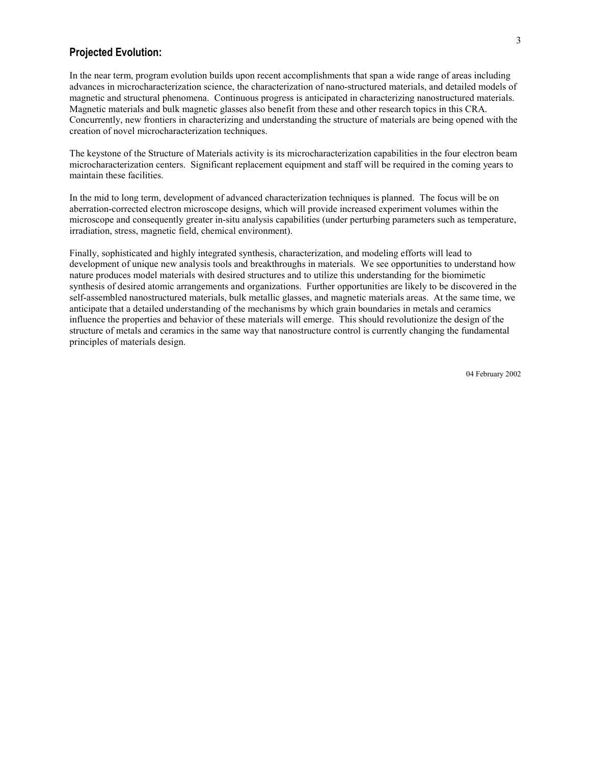## Projected Evolution:

In the near term, program evolution builds upon recent accomplishments that span a wide range of areas including advances in microcharacterization science, the characterization of nano-structured materials, and detailed models of magnetic and structural phenomena. Continuous progress is anticipated in characterizing nanostructured materials. Magnetic materials and bulk magnetic glasses also benefit from these and other research topics in this CRA. Concurrently, new frontiers in characterizing and understanding the structure of materials are being opened with the creation of novel microcharacterization techniques.

The keystone of the Structure of Materials activity is its microcharacterization capabilities in the four electron beam microcharacterization centers. Significant replacement equipment and staff will be required in the coming years to maintain these facilities.

In the mid to long term, development of advanced characterization techniques is planned. The focus will be on aberration-corrected electron microscope designs, which will provide increased experiment volumes within the microscope and consequently greater in-situ analysis capabilities (under perturbing parameters such as temperature, irradiation, stress, magnetic field, chemical environment).

Finally, sophisticated and highly integrated synthesis, characterization, and modeling efforts will lead to development of unique new analysis tools and breakthroughs in materials. We see opportunities to understand how nature produces model materials with desired structures and to utilize this understanding for the biomimetic synthesis of desired atomic arrangements and organizations. Further opportunities are likely to be discovered in the self-assembled nanostructured materials, bulk metallic glasses, and magnetic materials areas. At the same time, we anticipate that a detailed understanding of the mechanisms by which grain boundaries in metals and ceramics influence the properties and behavior of these materials will emerge. This should revolutionize the design of the structure of metals and ceramics in the same way that nanostructure control is currently changing the fundamental principles of materials design.

04 February 2002